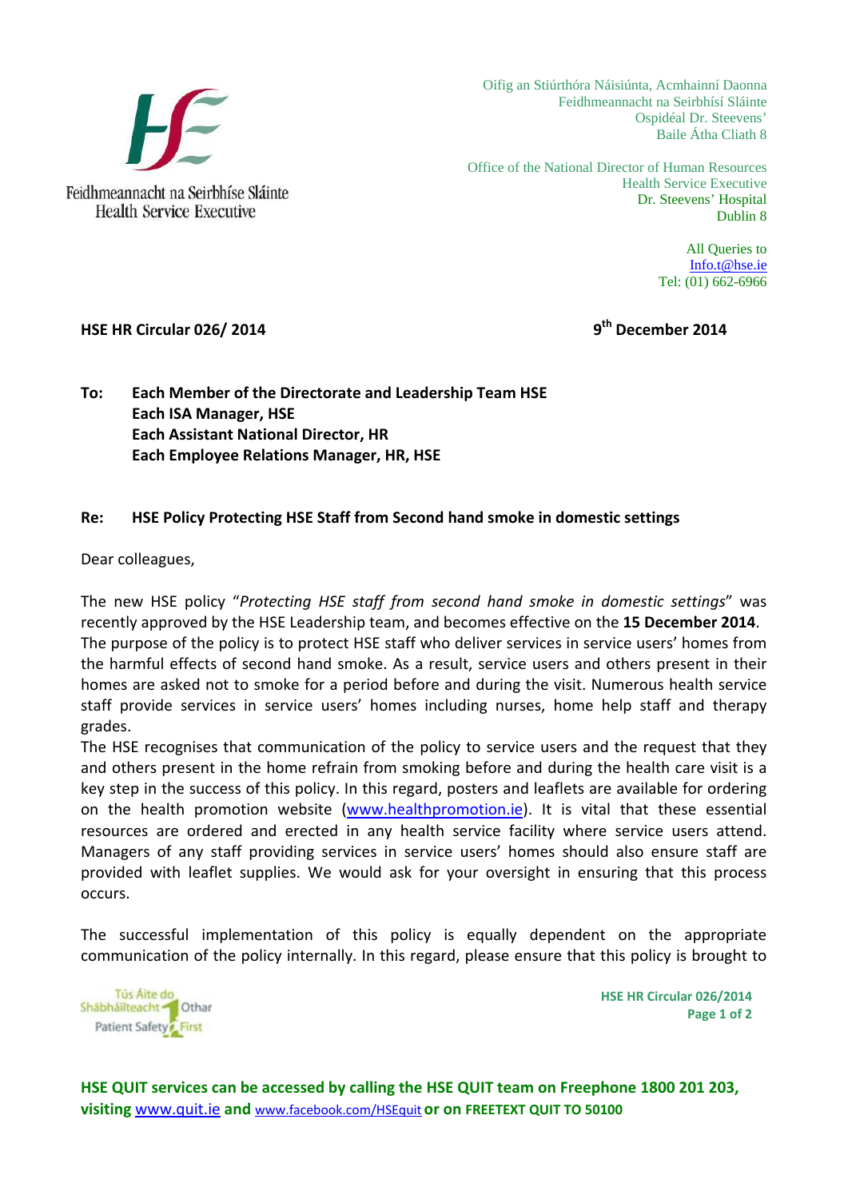Feidhmeannacht na Seirbhíse Sláinte
Health Service Executive

Oifig an Stiúrthóra Náisiúnta, Acmhainní Daonna
Feidhmeannacht na Seirbhísí Sláinte
Ospidéal Dr. Steevens'
Baile Átha Cliath 8

Office of the National Director of Human Resources
Health Service Executive
Dr. Steevens' Hospital
Dublin 8

All Queries to
Info.t@hse.ie
Tel: (01) 662-6966

**HSE HR Circular 026/ 2014** **9th December 2014**

**To: Each Member of the Directorate and Leadership Team HSE**
**Each ISA Manager, HSE**
**Each Assistant National Director, HR**
**Each Employee Relations Manager, HR, HSE**

**Re: HSE Policy Protecting HSE Staff from Second hand smoke in domestic settings**

Dear colleagues,

The new HSE policy "*Protecting HSE staff from second hand smoke in domestic settings*" was recently approved by the HSE Leadership team, and becomes effective on the **15 December 2014**. The purpose of the policy is to protect HSE staff who deliver services in service users' homes from the harmful effects of second hand smoke. As a result, service users and others present in their homes are asked not to smoke for a period before and during the visit. Numerous health service staff provide services in service users' homes including nurses, home help staff and therapy grades.

The HSE recognises that communication of the policy to service users and the request that they and others present in the home refrain from smoking before and during the health care visit is a key step in the success of this policy. In this regard, posters and leaflets are available for ordering on the health promotion website (www.healthpromotion.ie). It is vital that these essential resources are ordered and erected in any health service facility where service users attend. Managers of any staff providing services in service users' homes should also ensure staff are provided with leaflet supplies. We would ask for your oversight in ensuring that this process occurs.

The successful implementation of this policy is equally dependent on the appropriate communication of the policy internally. In this regard, please ensure that this policy is brought to

Tús Áite do Shábháilteacht Othar
Patient Safety First

**HSE QUIT services can be accessed by calling the HSE QUIT team on Freephone 1800 201 203, visiting www.quit.ie and www.facebook.com/HSEquit or on FREETEXT QUIT TO 50100**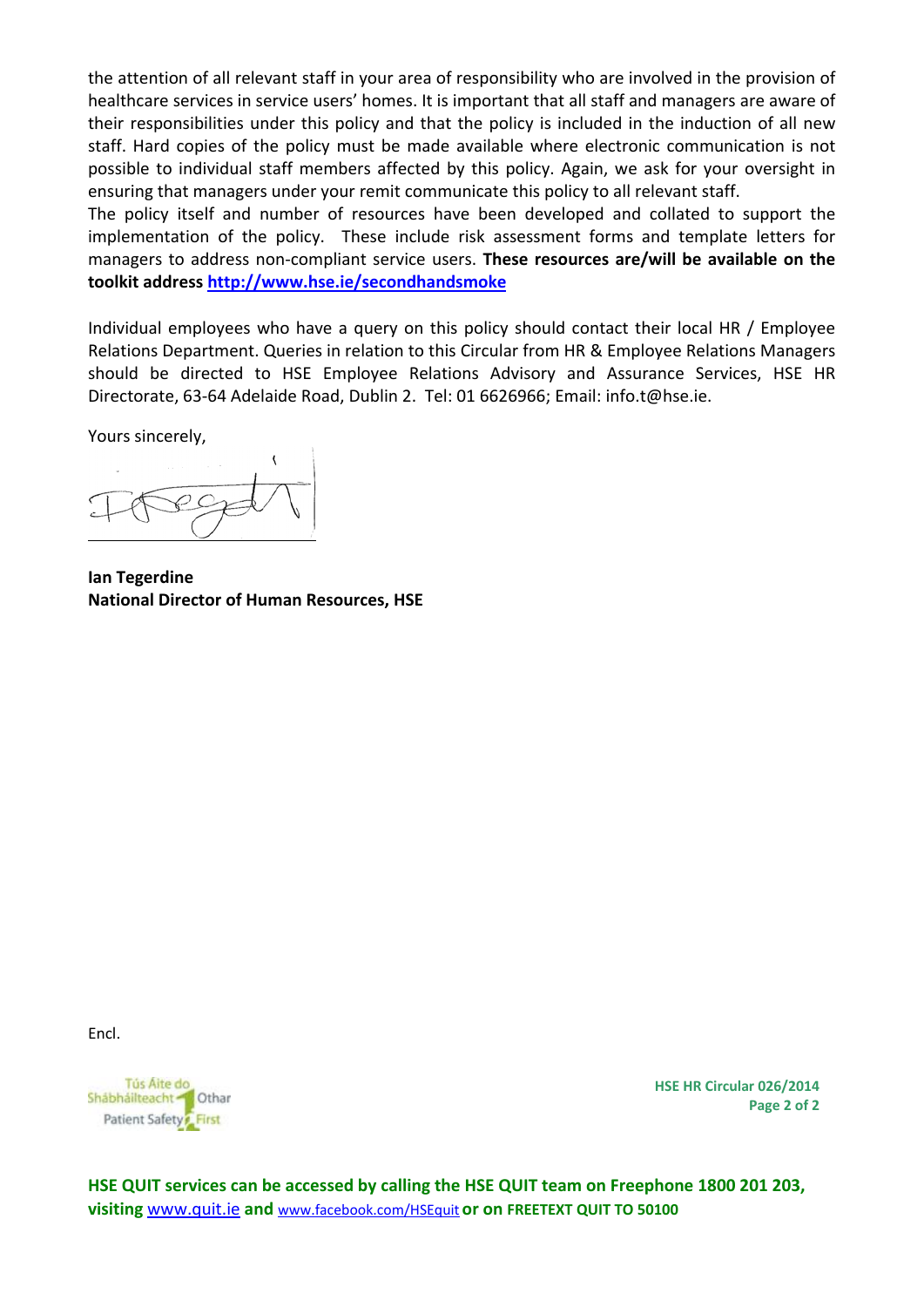the attention of all relevant staff in your area of responsibility who are involved in the provision of healthcare services in service users' homes. It is important that all staff and managers are aware of their responsibilities under this policy and that the policy is included in the induction of all new staff. Hard copies of the policy must be made available where electronic communication is not possible to individual staff members affected by this policy. Again, we ask for your oversight in ensuring that managers under your remit communicate this policy to all relevant staff.

The policy itself and number of resources have been developed and collated to support the implementation of the policy. These include risk assessment forms and template letters for managers to address non-compliant service users. **These resources are/will be available on the toolkit address http://www.hse.ie/secondhandsmoke**

Individual employees who have a query on this policy should contact their local HR / Employee Relations Department. Queries in relation to this Circular from HR & Employee Relations Managers should be directed to HSE Employee Relations Advisory and Assurance Services, HSE HR Directorate, 63-64 Adelaide Road, Dublin 2. Tel: 01 6626966; Email: info.t@hse.ie.

Yours sincerely,

**Ian Tegerdine**
**National Director of Human Resources, HSE**

Encl.

Tús Áite do Shábháilteacht Othar
Patient Safety First

HSE HR Circular 026/2014

**HSE QUIT services can be accessed by calling the HSE QUIT team on Freephone 1800 201 203, visiting www.quit.ie and www.facebook.com/HSEquit or on FREETEXT QUIT TO 50100**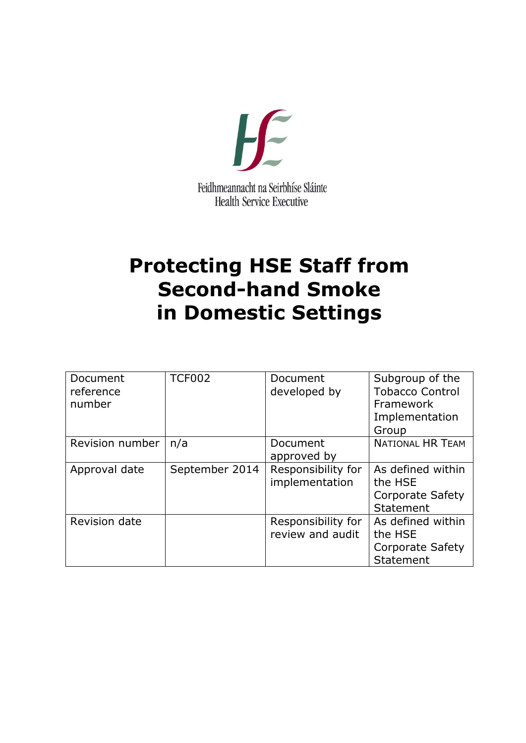Feidhmeannacht na Seirbhíse Sláinte
Health Service Executive

# Protecting HSE Staff from Second-hand Smoke in Domestic Settings

| Document reference number | TCF002 | Document developed by | Subgroup of the Tobacco Control Framework Implementation Group |
|---|---|---|---|
| Revision number | n/a | Document approved by | National HR Team |
| Approval date | September 2014 | Responsibility for implementation | As defined within the HSE Corporate Safety Statement |
| Revision date | | Responsibility for review and audit | As defined within the HSE Corporate Safety Statement |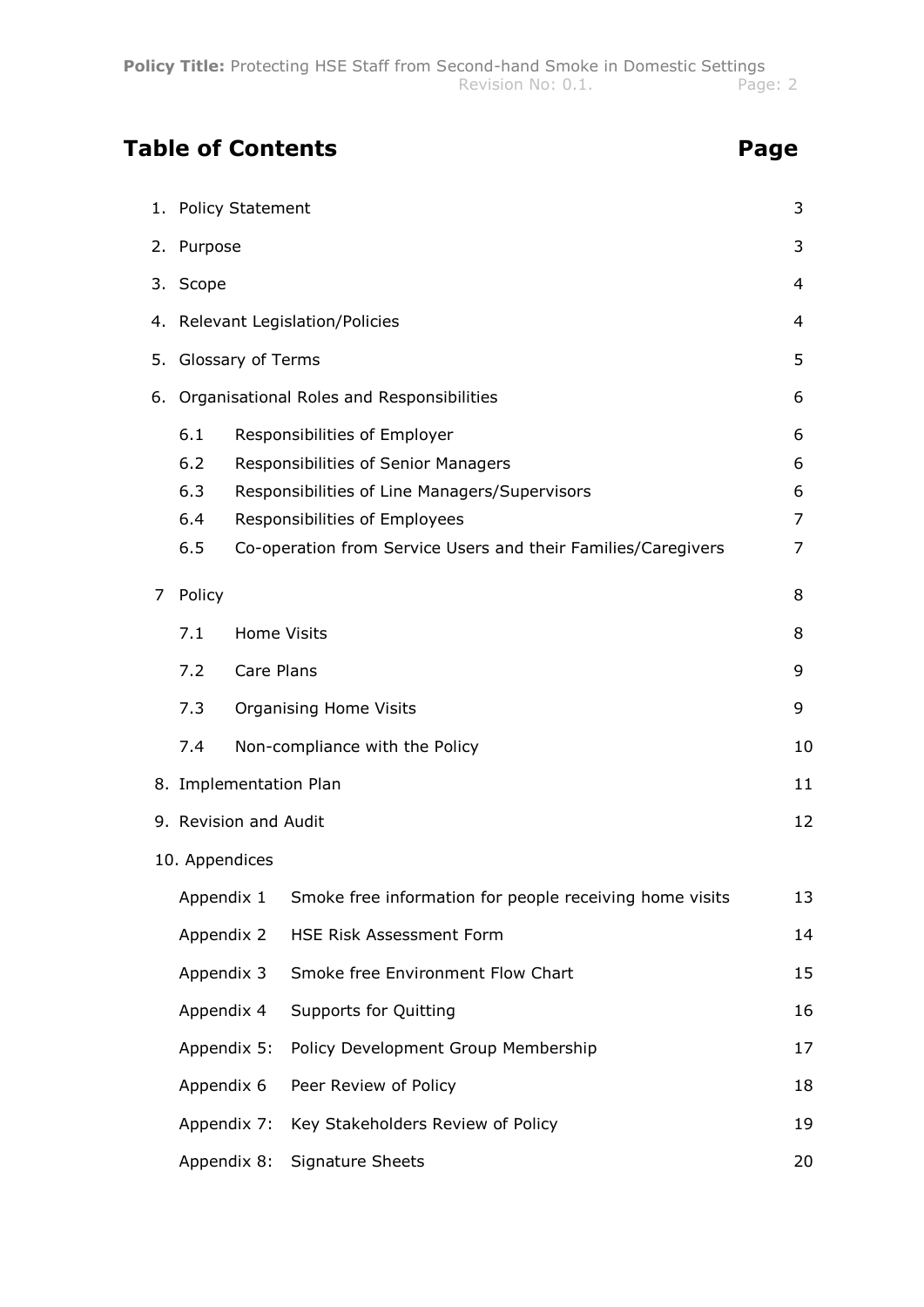## Table of Contents

| | Page |
|---|---|
| 1. Policy Statement | 3 |
| 2. Purpose | 3 |
| 3. Scope | 4 |
| 4. Relevant Legislation/Policies | 4 |
| 5. Glossary of Terms | 5 |
| 6. Organisational Roles and Responsibilities | 6 |
| 6.1 Responsibilities of Employer | 6 |
| 6.2 Responsibilities of Senior Managers | 6 |
| 6.3 Responsibilities of Line Managers/Supervisors | 6 |
| 6.4 Responsibilities of Employees | 7 |
| 6.5 Co-operation from Service Users and their Families/Caregivers | 7 |
| 7 Policy | 8 |
| 7.1 Home Visits | 8 |
| 7.2 Care Plans | 9 |
| 7.3 Organising Home Visits | 9 |
| 7.4 Non-compliance with the Policy | 10 |
| 8. Implementation Plan | 11 |
| 9. Revision and Audit | 12 |
| 10. Appendices | |
| Appendix 1 Smoke free information for people receiving home visits | 13 |
| Appendix 2 HSE Risk Assessment Form | 14 |
| Appendix 3 Smoke free Environment Flow Chart | 15 |
| Appendix 4 Supports for Quitting | 16 |
| Appendix 5: Policy Development Group Membership | 17 |
| Appendix 6 Peer Review of Policy | 18 |
| Appendix 7: Key Stakeholders Review of Policy | 19 |
| Appendix 8: Signature Sheets | 20 |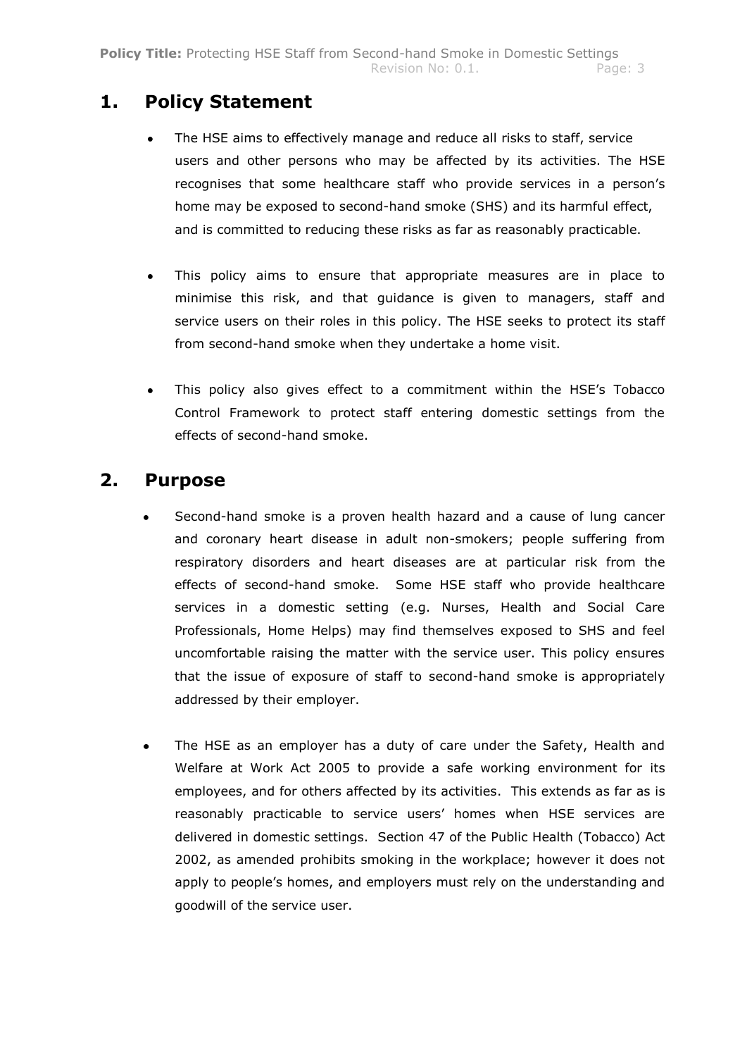## 1. Policy Statement

- The HSE aims to effectively manage and reduce all risks to staff, service users and other persons who may be affected by its activities. The HSE recognises that some healthcare staff who provide services in a person's home may be exposed to second-hand smoke (SHS) and its harmful effect, and is committed to reducing these risks as far as reasonably practicable.

- This policy aims to ensure that appropriate measures are in place to minimise this risk, and that guidance is given to managers, staff and service users on their roles in this policy. The HSE seeks to protect its staff from second-hand smoke when they undertake a home visit.

- This policy also gives effect to a commitment within the HSE's Tobacco Control Framework to protect staff entering domestic settings from the effects of second-hand smoke.

## 2. Purpose

- Second-hand smoke is a proven health hazard and a cause of lung cancer and coronary heart disease in adult non-smokers; people suffering from respiratory disorders and heart diseases are at particular risk from the effects of second-hand smoke. Some HSE staff who provide healthcare services in a domestic setting (e.g. Nurses, Health and Social Care Professionals, Home Helps) may find themselves exposed to SHS and feel uncomfortable raising the matter with the service user. This policy ensures that the issue of exposure of staff to second-hand smoke is appropriately addressed by their employer.

- The HSE as an employer has a duty of care under the Safety, Health and Welfare at Work Act 2005 to provide a safe working environment for its employees, and for others affected by its activities. This extends as far as is reasonably practicable to service users' homes when HSE services are delivered in domestic settings. Section 47 of the Public Health (Tobacco) Act 2002, as amended prohibits smoking in the workplace; however it does not apply to people's homes, and employers must rely on the understanding and goodwill of the service user.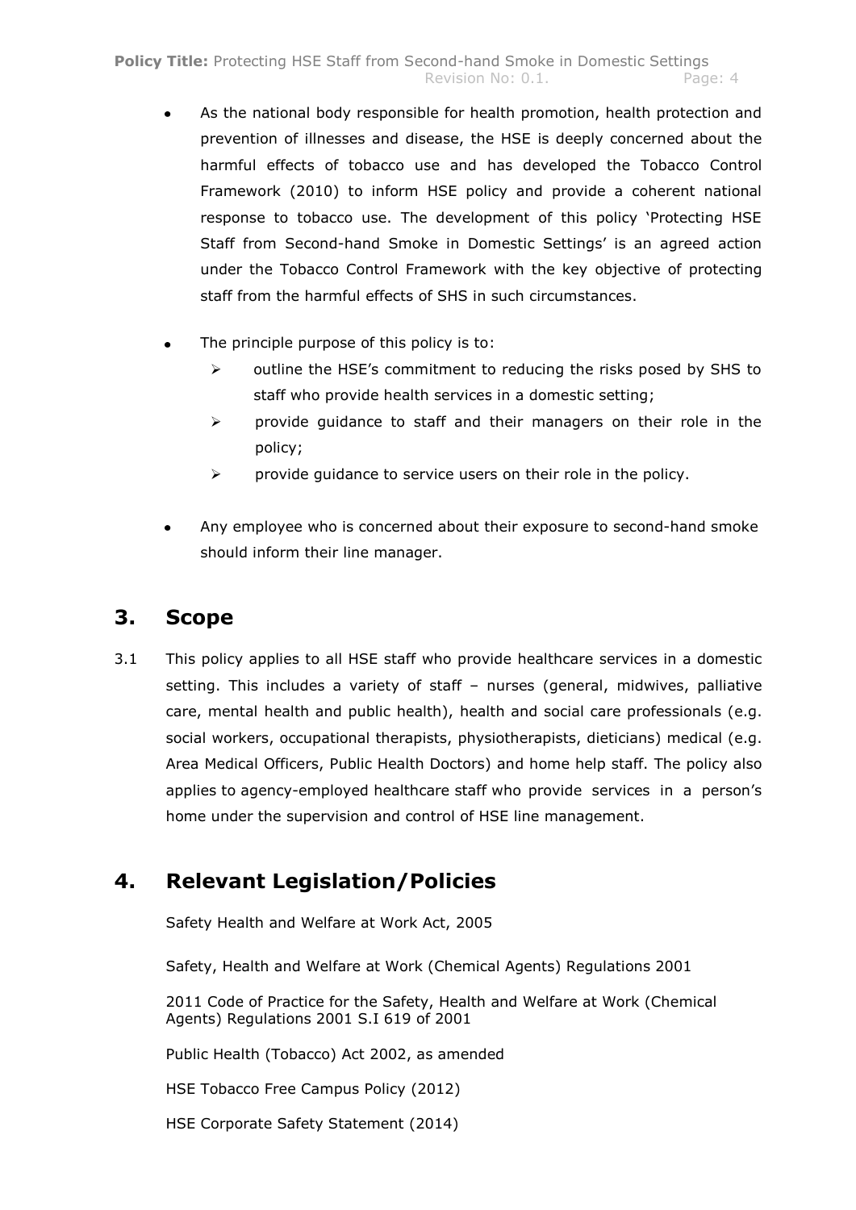- As the national body responsible for health promotion, health protection and prevention of illnesses and disease, the HSE is deeply concerned about the harmful effects of tobacco use and has developed the Tobacco Control Framework (2010) to inform HSE policy and provide a coherent national response to tobacco use. The development of this policy 'Protecting HSE Staff from Second-hand Smoke in Domestic Settings' is an agreed action under the Tobacco Control Framework with the key objective of protecting staff from the harmful effects of SHS in such circumstances.

- The principle purpose of this policy is to:
  - outline the HSE's commitment to reducing the risks posed by SHS to staff who provide health services in a domestic setting;
  - provide guidance to staff and their managers on their role in the policy;
  - provide guidance to service users on their role in the policy.

- Any employee who is concerned about their exposure to second-hand smoke should inform their line manager.

## 3. Scope

3.1 This policy applies to all HSE staff who provide healthcare services in a domestic setting. This includes a variety of staff – nurses (general, midwives, palliative care, mental health and public health), health and social care professionals (e.g. social workers, occupational therapists, physiotherapists, dieticians) medical (e.g. Area Medical Officers, Public Health Doctors) and home help staff. The policy also applies to agency-employed healthcare staff who provide services in a person's home under the supervision and control of HSE line management.

## 4. Relevant Legislation/Policies

Safety Health and Welfare at Work Act, 2005

Safety, Health and Welfare at Work (Chemical Agents) Regulations 2001

2011 Code of Practice for the Safety, Health and Welfare at Work (Chemical Agents) Regulations 2001 S.I 619 of 2001

Public Health (Tobacco) Act 2002, as amended

HSE Tobacco Free Campus Policy (2012)

HSE Corporate Safety Statement (2014)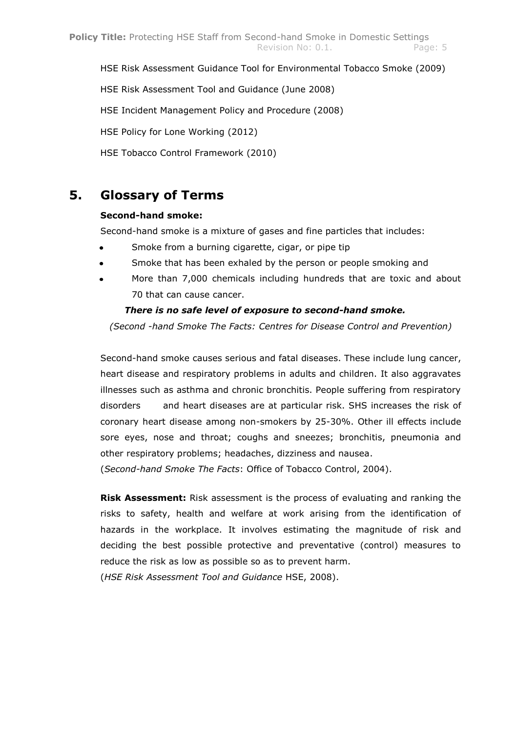HSE Risk Assessment Guidance Tool for Environmental Tobacco Smoke (2009)

HSE Risk Assessment Tool and Guidance (June 2008)

HSE Incident Management Policy and Procedure (2008)

HSE Policy for Lone Working (2012)

HSE Tobacco Control Framework (2010)

## 5. Glossary of Terms

**Second-hand smoke:**

Second-hand smoke is a mixture of gases and fine particles that includes:

- Smoke from a burning cigarette, cigar, or pipe tip
- Smoke that has been exhaled by the person or people smoking and
- More than 7,000 chemicals including hundreds that are toxic and about 70 that can cause cancer.

***There is no safe level of exposure to second-hand smoke.***

*(Second -hand Smoke The Facts: Centres for Disease Control and Prevention)*

Second-hand smoke causes serious and fatal diseases. These include lung cancer, heart disease and respiratory problems in adults and children. It also aggravates illnesses such as asthma and chronic bronchitis. People suffering from respiratory disorders and heart diseases are at particular risk. SHS increases the risk of coronary heart disease among non-smokers by 25-30%. Other ill effects include sore eyes, nose and throat; coughs and sneezes; bronchitis, pneumonia and other respiratory problems; headaches, dizziness and nausea.

(*Second-hand Smoke The Facts*: Office of Tobacco Control, 2004).

**Risk Assessment:** Risk assessment is the process of evaluating and ranking the risks to safety, health and welfare at work arising from the identification of hazards in the workplace. It involves estimating the magnitude of risk and deciding the best possible protective and preventative (control) measures to reduce the risk as low as possible so as to prevent harm.

(*HSE Risk Assessment Tool and Guidance* HSE, 2008).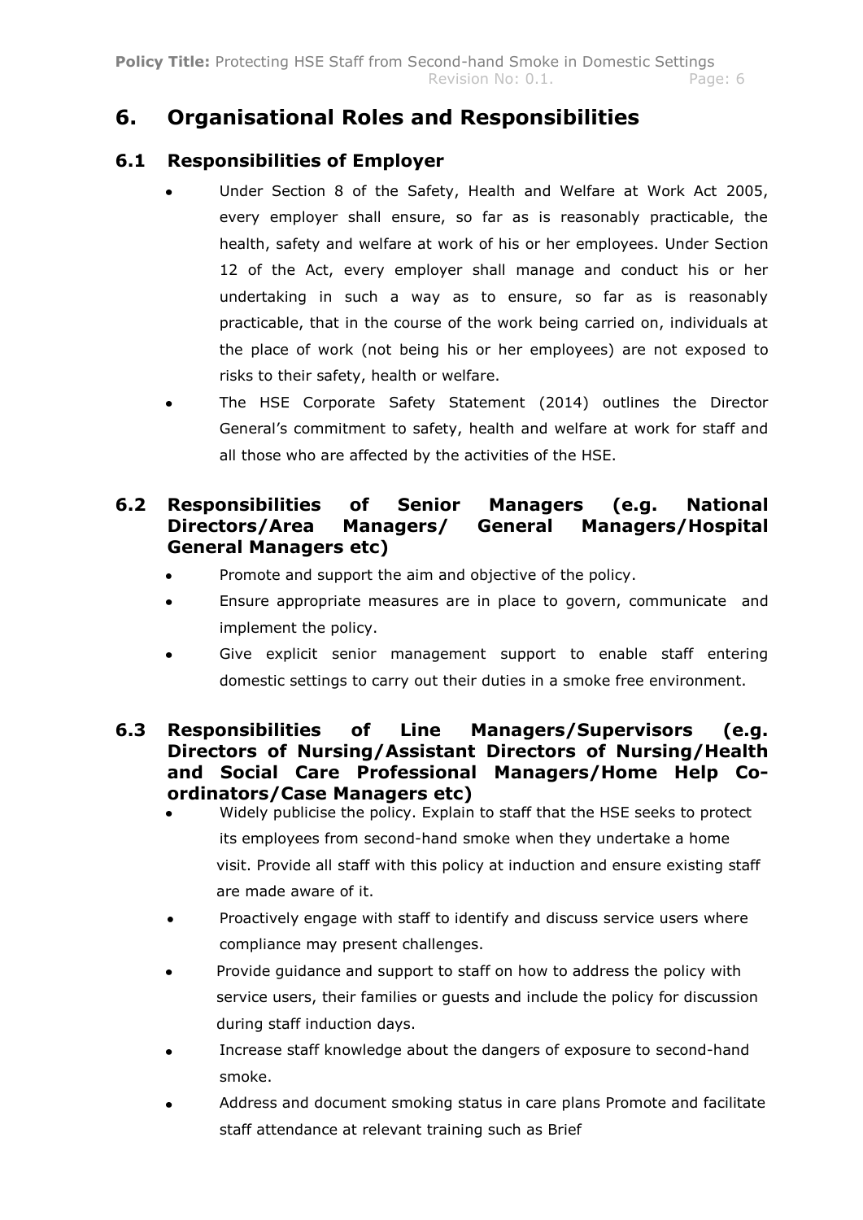# 6. Organisational Roles and Responsibilities

## 6.1 Responsibilities of Employer

- Under Section 8 of the Safety, Health and Welfare at Work Act 2005, every employer shall ensure, so far as is reasonably practicable, the health, safety and welfare at work of his or her employees. Under Section 12 of the Act, every employer shall manage and conduct his or her undertaking in such a way as to ensure, so far as is reasonably practicable, that in the course of the work being carried on, individuals at the place of work (not being his or her employees) are not exposed to risks to their safety, health or welfare.
- The HSE Corporate Safety Statement (2014) outlines the Director General's commitment to safety, health and welfare at work for staff and all those who are affected by the activities of the HSE.

## 6.2 Responsibilities of Senior Managers (e.g. National Directors/Area Managers/ General Managers/Hospital General Managers etc)

- Promote and support the aim and objective of the policy.
- Ensure appropriate measures are in place to govern, communicate and implement the policy.
- Give explicit senior management support to enable staff entering domestic settings to carry out their duties in a smoke free environment.

## 6.3 Responsibilities of Line Managers/Supervisors (e.g. Directors of Nursing/Assistant Directors of Nursing/Health and Social Care Professional Managers/Home Help Co-ordinators/Case Managers etc)

- Widely publicise the policy. Explain to staff that the HSE seeks to protect its employees from second-hand smoke when they undertake a home visit. Provide all staff with this policy at induction and ensure existing staff are made aware of it.
- Proactively engage with staff to identify and discuss service users where compliance may present challenges.
- Provide guidance and support to staff on how to address the policy with service users, their families or guests and include the policy for discussion during staff induction days.
- Increase staff knowledge about the dangers of exposure to second-hand smoke.
- Address and document smoking status in care plans Promote and facilitate staff attendance at relevant training such as Brief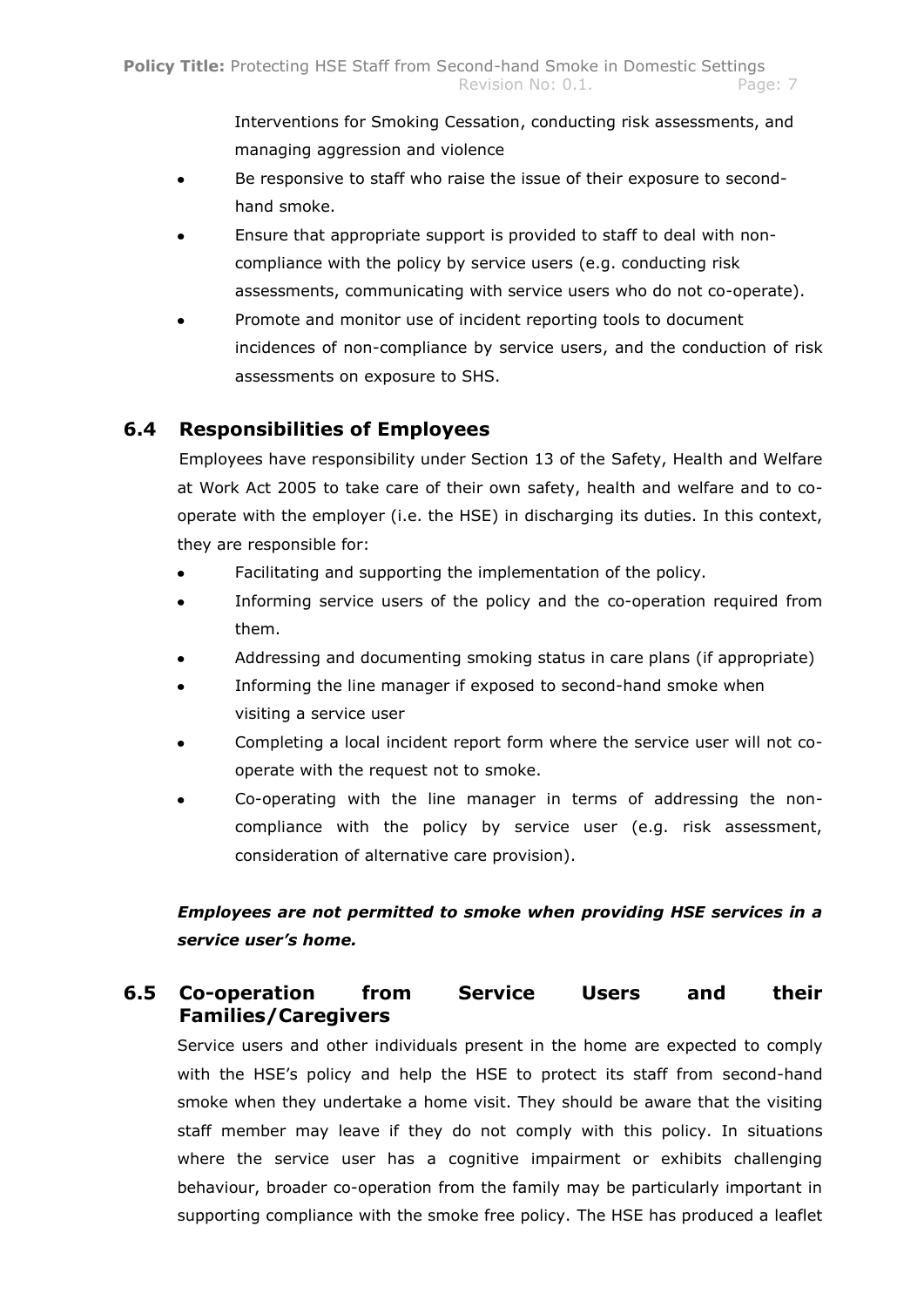Interventions for Smoking Cessation, conducting risk assessments, and managing aggression and violence

- Be responsive to staff who raise the issue of their exposure to second-hand smoke.
- Ensure that appropriate support is provided to staff to deal with non-compliance with the policy by service users (e.g. conducting risk assessments, communicating with service users who do not co-operate).
- Promote and monitor use of incident reporting tools to document incidences of non-compliance by service users, and the conduction of risk assessments on exposure to SHS.

## 6.4 Responsibilities of Employees

Employees have responsibility under Section 13 of the Safety, Health and Welfare at Work Act 2005 to take care of their own safety, health and welfare and to co-operate with the employer (i.e. the HSE) in discharging its duties. In this context, they are responsible for:

- Facilitating and supporting the implementation of the policy.
- Informing service users of the policy and the co-operation required from them.
- Addressing and documenting smoking status in care plans (if appropriate)
- Informing the line manager if exposed to second-hand smoke when visiting a service user
- Completing a local incident report form where the service user will not co-operate with the request not to smoke.
- Co-operating with the line manager in terms of addressing the non-compliance with the policy by service user (e.g. risk assessment, consideration of alternative care provision).

***Employees are not permitted to smoke when providing HSE services in a service user's home.***

## 6.5 Co-operation from Service Users and their Families/Caregivers

Service users and other individuals present in the home are expected to comply with the HSE's policy and help the HSE to protect its staff from second-hand smoke when they undertake a home visit. They should be aware that the visiting staff member may leave if they do not comply with this policy. In situations where the service user has a cognitive impairment or exhibits challenging behaviour, broader co-operation from the family may be particularly important in supporting compliance with the smoke free policy. The HSE has produced a leaflet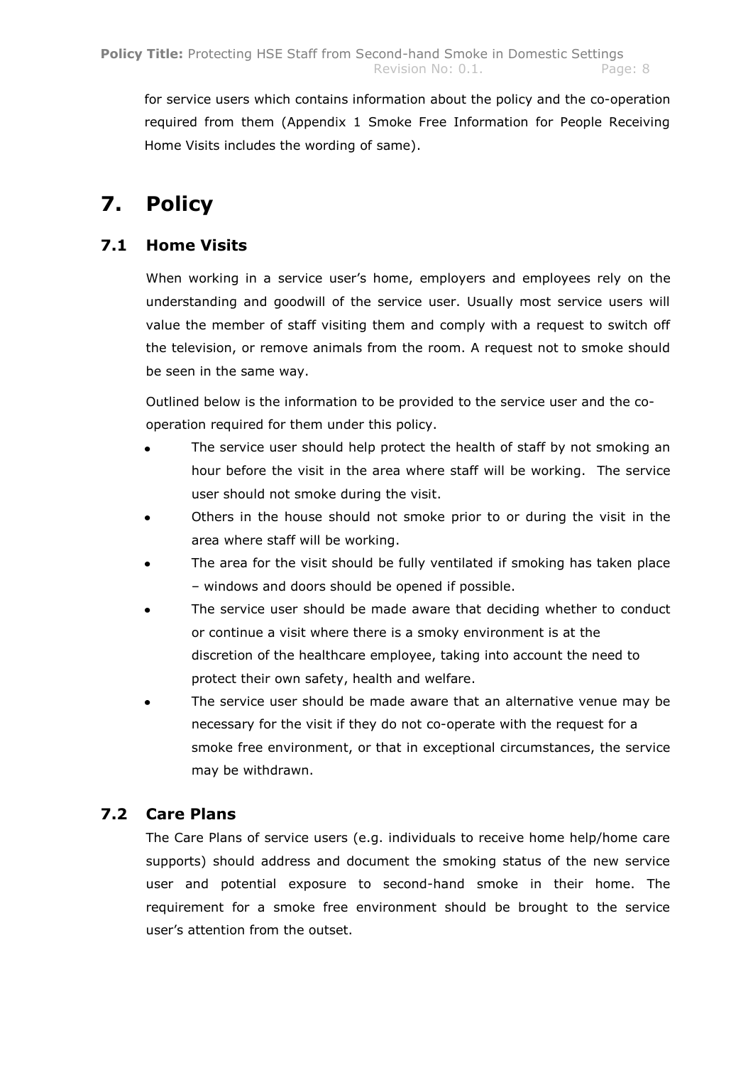for service users which contains information about the policy and the co-operation required from them (Appendix 1 Smoke Free Information for People Receiving Home Visits includes the wording of same).

# 7. Policy

## 7.1 Home Visits

When working in a service user's home, employers and employees rely on the understanding and goodwill of the service user. Usually most service users will value the member of staff visiting them and comply with a request to switch off the television, or remove animals from the room. A request not to smoke should be seen in the same way.

Outlined below is the information to be provided to the service user and the co-operation required for them under this policy.

- The service user should help protect the health of staff by not smoking an hour before the visit in the area where staff will be working. The service user should not smoke during the visit.
- Others in the house should not smoke prior to or during the visit in the area where staff will be working.
- The area for the visit should be fully ventilated if smoking has taken place – windows and doors should be opened if possible.
- The service user should be made aware that deciding whether to conduct or continue a visit where there is a smoky environment is at the discretion of the healthcare employee, taking into account the need to protect their own safety, health and welfare.
- The service user should be made aware that an alternative venue may be necessary for the visit if they do not co-operate with the request for a smoke free environment, or that in exceptional circumstances, the service may be withdrawn.

## 7.2 Care Plans

The Care Plans of service users (e.g. individuals to receive home help/home care supports) should address and document the smoking status of the new service user and potential exposure to second-hand smoke in their home. The requirement for a smoke free environment should be brought to the service user's attention from the outset.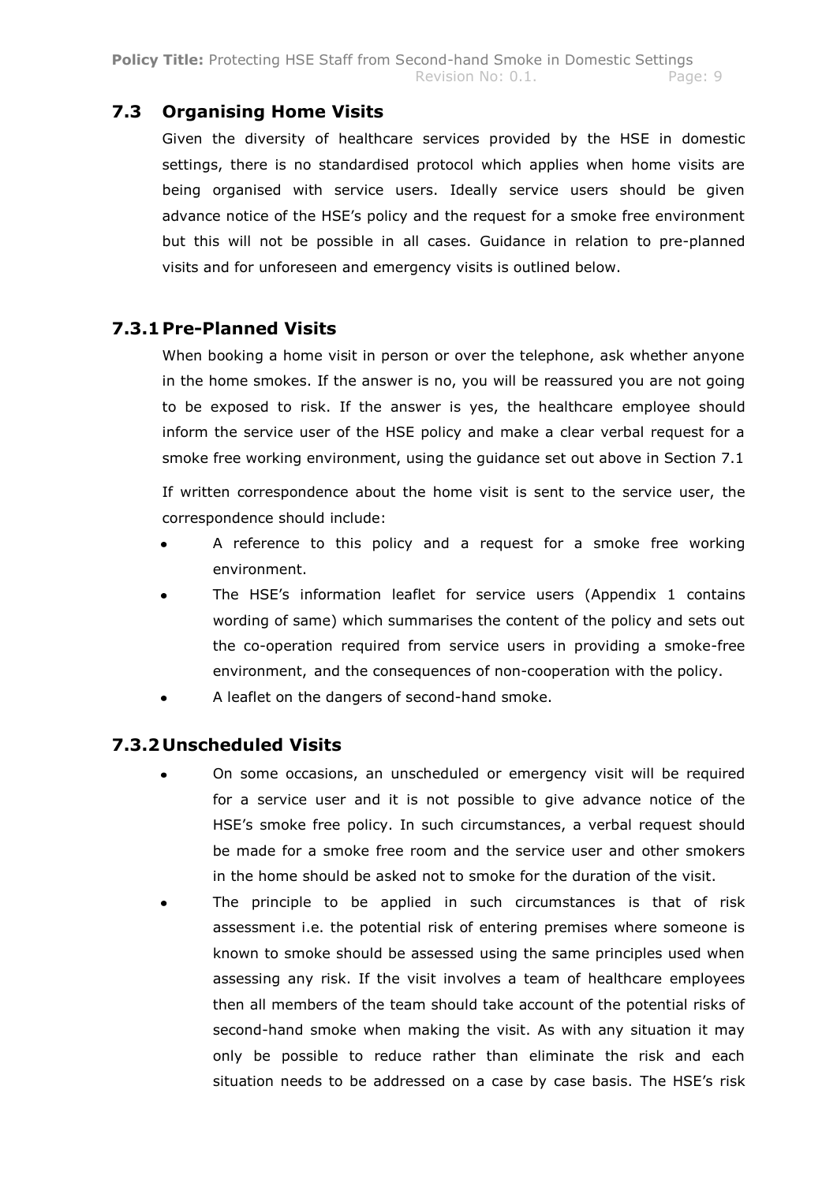## 7.3 Organising Home Visits

Given the diversity of healthcare services provided by the HSE in domestic settings, there is no standardised protocol which applies when home visits are being organised with service users. Ideally service users should be given advance notice of the HSE's policy and the request for a smoke free environment but this will not be possible in all cases. Guidance in relation to pre-planned visits and for unforeseen and emergency visits is outlined below.

### 7.3.1 Pre-Planned Visits

When booking a home visit in person or over the telephone, ask whether anyone in the home smokes. If the answer is no, you will be reassured you are not going to be exposed to risk. If the answer is yes, the healthcare employee should inform the service user of the HSE policy and make a clear verbal request for a smoke free working environment, using the guidance set out above in Section 7.1

If written correspondence about the home visit is sent to the service user, the correspondence should include:

- A reference to this policy and a request for a smoke free working environment.
- The HSE's information leaflet for service users (Appendix 1 contains wording of same) which summarises the content of the policy and sets out the co-operation required from service users in providing a smoke-free environment, and the consequences of non-cooperation with the policy.
- A leaflet on the dangers of second-hand smoke.

### 7.3.2 Unscheduled Visits

- On some occasions, an unscheduled or emergency visit will be required for a service user and it is not possible to give advance notice of the HSE's smoke free policy. In such circumstances, a verbal request should be made for a smoke free room and the service user and other smokers in the home should be asked not to smoke for the duration of the visit.
- The principle to be applied in such circumstances is that of risk assessment i.e. the potential risk of entering premises where someone is known to smoke should be assessed using the same principles used when assessing any risk. If the visit involves a team of healthcare employees then all members of the team should take account of the potential risks of second-hand smoke when making the visit. As with any situation it may only be possible to reduce rather than eliminate the risk and each situation needs to be addressed on a case by case basis. The HSE's risk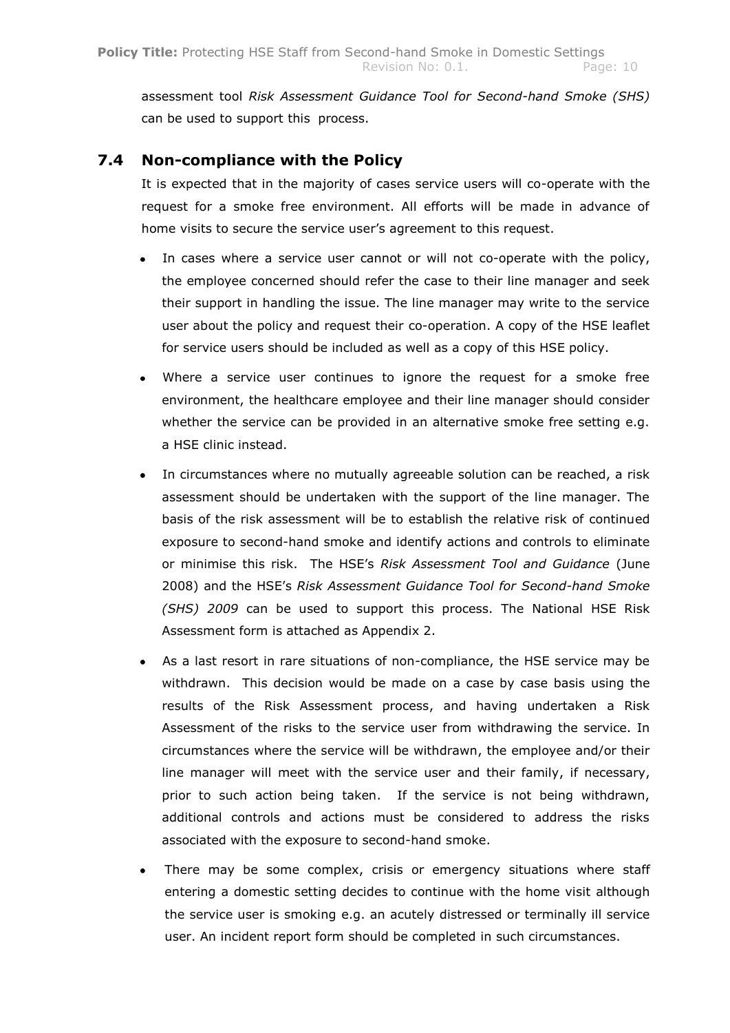assessment tool *Risk Assessment Guidance Tool for Second-hand Smoke (SHS)* can be used to support this process.

## 7.4 Non-compliance with the Policy

It is expected that in the majority of cases service users will co-operate with the request for a smoke free environment. All efforts will be made in advance of home visits to secure the service user's agreement to this request.

- In cases where a service user cannot or will not co-operate with the policy, the employee concerned should refer the case to their line manager and seek their support in handling the issue. The line manager may write to the service user about the policy and request their co-operation. A copy of the HSE leaflet for service users should be included as well as a copy of this HSE policy.
- Where a service user continues to ignore the request for a smoke free environment, the healthcare employee and their line manager should consider whether the service can be provided in an alternative smoke free setting e.g. a HSE clinic instead.
- In circumstances where no mutually agreeable solution can be reached, a risk assessment should be undertaken with the support of the line manager. The basis of the risk assessment will be to establish the relative risk of continued exposure to second-hand smoke and identify actions and controls to eliminate or minimise this risk. The HSE's *Risk Assessment Tool and Guidance* (June 2008) and the HSE's *Risk Assessment Guidance Tool for Second-hand Smoke (SHS) 2009* can be used to support this process. The National HSE Risk Assessment form is attached as Appendix 2.
- As a last resort in rare situations of non-compliance, the HSE service may be withdrawn. This decision would be made on a case by case basis using the results of the Risk Assessment process, and having undertaken a Risk Assessment of the risks to the service user from withdrawing the service. In circumstances where the service will be withdrawn, the employee and/or their line manager will meet with the service user and their family, if necessary, prior to such action being taken. If the service is not being withdrawn, additional controls and actions must be considered to address the risks associated with the exposure to second-hand smoke.
- There may be some complex, crisis or emergency situations where staff entering a domestic setting decides to continue with the home visit although the service user is smoking e.g. an acutely distressed or terminally ill service user. An incident report form should be completed in such circumstances.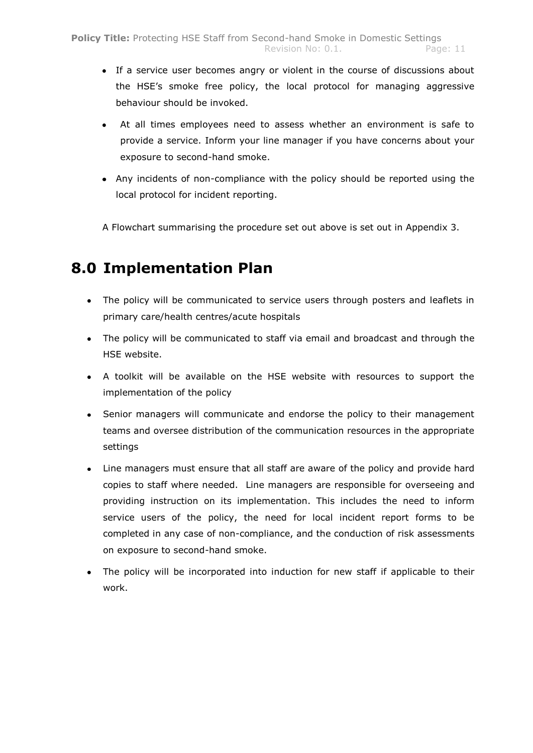- If a service user becomes angry or violent in the course of discussions about the HSE's smoke free policy, the local protocol for managing aggressive behaviour should be invoked.
- At all times employees need to assess whether an environment is safe to provide a service. Inform your line manager if you have concerns about your exposure to second-hand smoke.
- Any incidents of non-compliance with the policy should be reported using the local protocol for incident reporting.

A Flowchart summarising the procedure set out above is set out in Appendix 3.

# 8.0 Implementation Plan

- The policy will be communicated to service users through posters and leaflets in primary care/health centres/acute hospitals
- The policy will be communicated to staff via email and broadcast and through the HSE website.
- A toolkit will be available on the HSE website with resources to support the implementation of the policy
- Senior managers will communicate and endorse the policy to their management teams and oversee distribution of the communication resources in the appropriate settings
- Line managers must ensure that all staff are aware of the policy and provide hard copies to staff where needed. Line managers are responsible for overseeing and providing instruction on its implementation. This includes the need to inform service users of the policy, the need for local incident report forms to be completed in any case of non-compliance, and the conduction of risk assessments on exposure to second-hand smoke.
- The policy will be incorporated into induction for new staff if applicable to their work.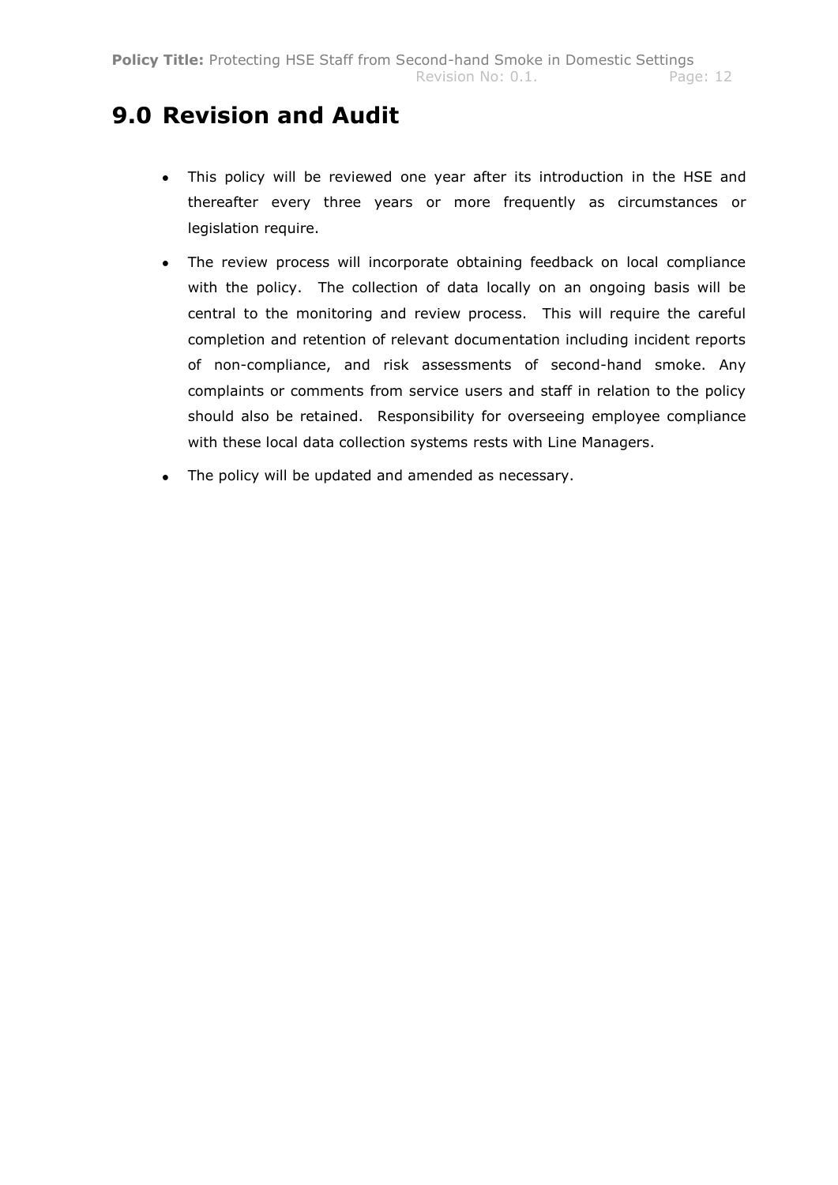# 9.0 Revision and Audit

- This policy will be reviewed one year after its introduction in the HSE and thereafter every three years or more frequently as circumstances or legislation require.
- The review process will incorporate obtaining feedback on local compliance with the policy. The collection of data locally on an ongoing basis will be central to the monitoring and review process. This will require the careful completion and retention of relevant documentation including incident reports of non-compliance, and risk assessments of second-hand smoke. Any complaints or comments from service users and staff in relation to the policy should also be retained. Responsibility for overseeing employee compliance with these local data collection systems rests with Line Managers.
- The policy will be updated and amended as necessary.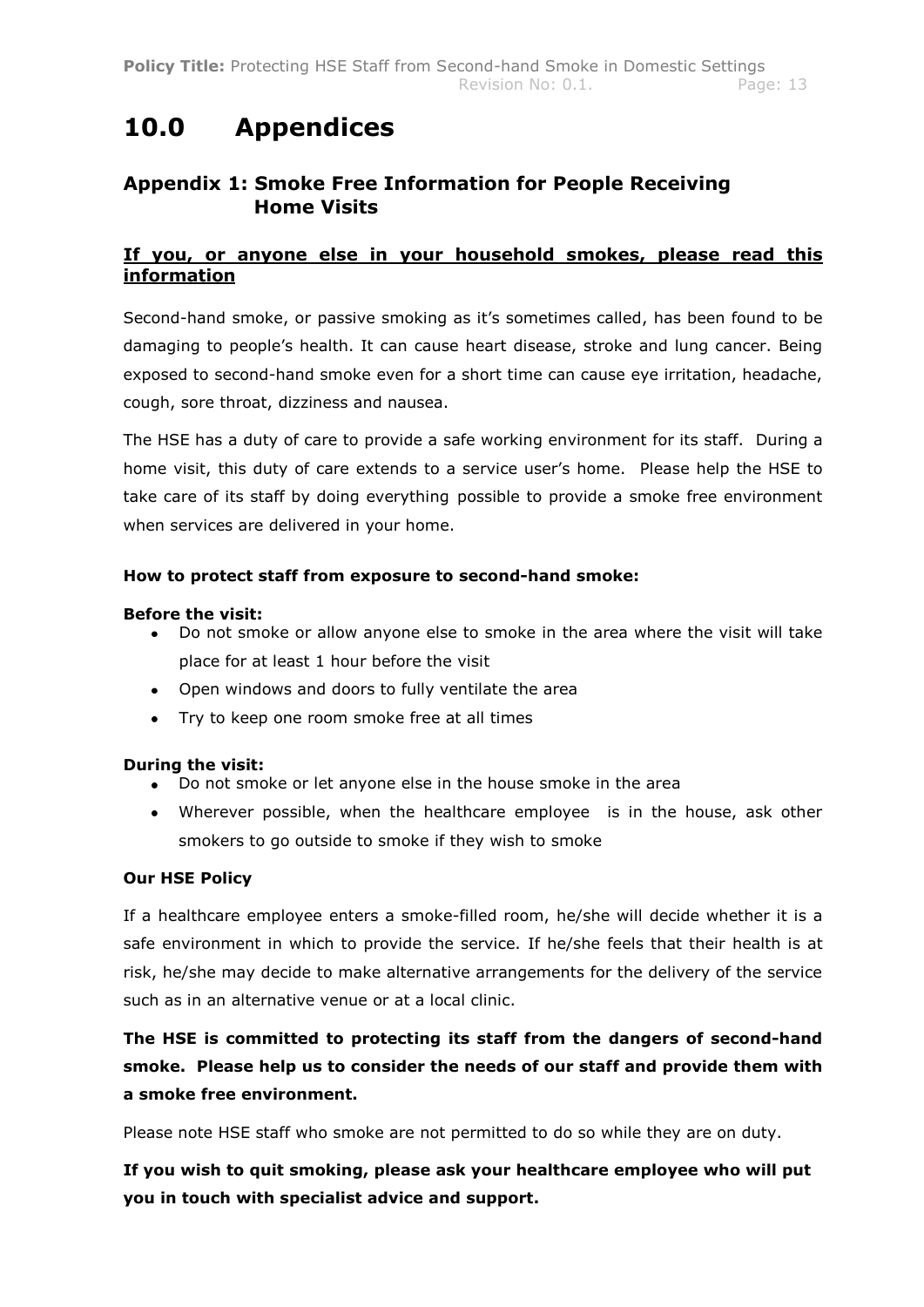# 10.0 Appendices

## Appendix 1: Smoke Free Information for People Receiving Home Visits

**If you, or anyone else in your household smokes, please read this information**

Second-hand smoke, or passive smoking as it's sometimes called, has been found to be damaging to people's health. It can cause heart disease, stroke and lung cancer. Being exposed to second-hand smoke even for a short time can cause eye irritation, headache, cough, sore throat, dizziness and nausea.

The HSE has a duty of care to provide a safe working environment for its staff. During a home visit, this duty of care extends to a service user's home. Please help the HSE to take care of its staff by doing everything possible to provide a smoke free environment when services are delivered in your home.

**How to protect staff from exposure to second-hand smoke:**

**Before the visit:**

- Do not smoke or allow anyone else to smoke in the area where the visit will take place for at least 1 hour before the visit
- Open windows and doors to fully ventilate the area
- Try to keep one room smoke free at all times

**During the visit:**

- Do not smoke or let anyone else in the house smoke in the area
- Wherever possible, when the healthcare employee is in the house, ask other smokers to go outside to smoke if they wish to smoke

**Our HSE Policy**

If a healthcare employee enters a smoke-filled room, he/she will decide whether it is a safe environment in which to provide the service. If he/she feels that their health is at risk, he/she may decide to make alternative arrangements for the delivery of the service such as in an alternative venue or at a local clinic.

**The HSE is committed to protecting its staff from the dangers of second-hand smoke. Please help us to consider the needs of our staff and provide them with a smoke free environment.**

Please note HSE staff who smoke are not permitted to do so while they are on duty.

**If you wish to quit smoking, please ask your healthcare employee who will put you in touch with specialist advice and support.**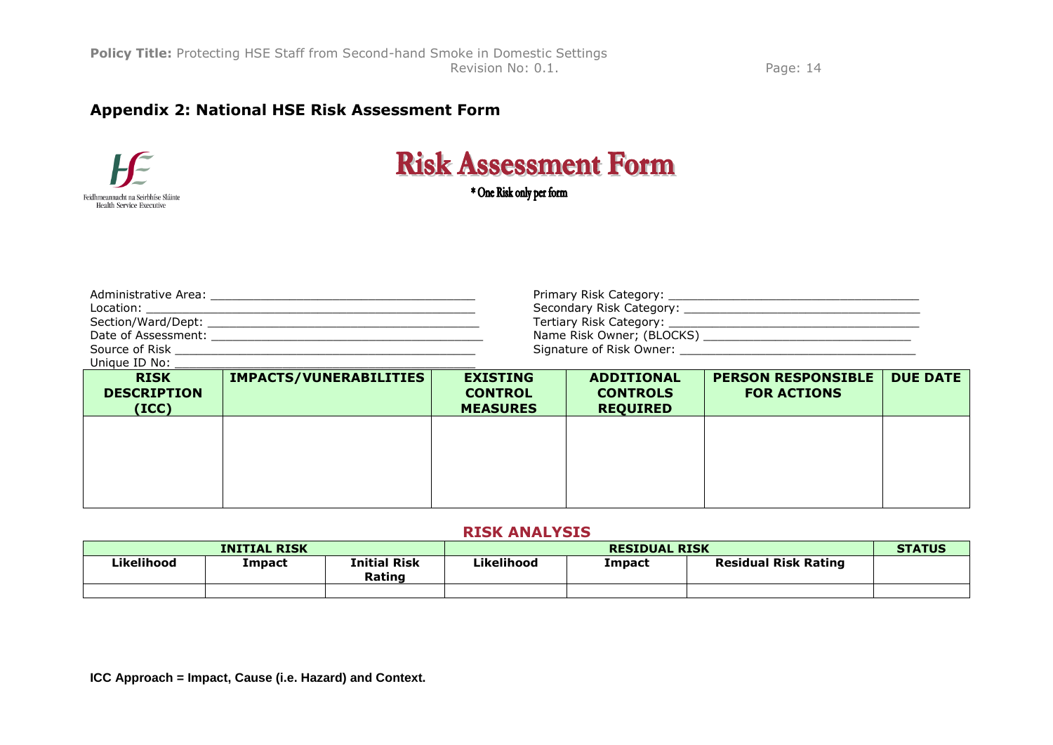## Appendix 2: National HSE Risk Assessment Form

Feidhmeannacht na Seirbhíse Sláinte
Health Service Executive

# Risk Assessment Form

\* One Risk only per form

Administrative Area: ____________________________________
Location: ____________________________________
Section/Ward/Dept: ____________________________________
Date of Assessment: ____________________________________
Source of Risk ____________________________________
Unique ID No: ____________________________________

Primary Risk Category: ____________________________________
Secondary Risk Category: ____________________________________
Tertiary Risk Category: ____________________________________
Name Risk Owner; (BLOCKS) ____________________________________
Signature of Risk Owner: ____________________________________

| RISK DESCRIPTION (ICC) | IMPACTS/VUNERABILITIES | EXISTING CONTROL MEASURES | ADDITIONAL CONTROLS REQUIRED | PERSON RESPONSIBLE FOR ACTIONS | DUE DATE |
|---|---|---|---|---|---|
| | | | | | |

### RISK ANALYSIS

| INITIAL RISK | | | RESIDUAL RISK | | | STATUS |
|---|---|---|---|---|---|---|
| Likelihood | Impact | Initial Risk Rating | Likelihood | Impact | Residual Risk Rating | |
| | | | | | | |

**ICC Approach = Impact, Cause (i.e. Hazard) and Context.**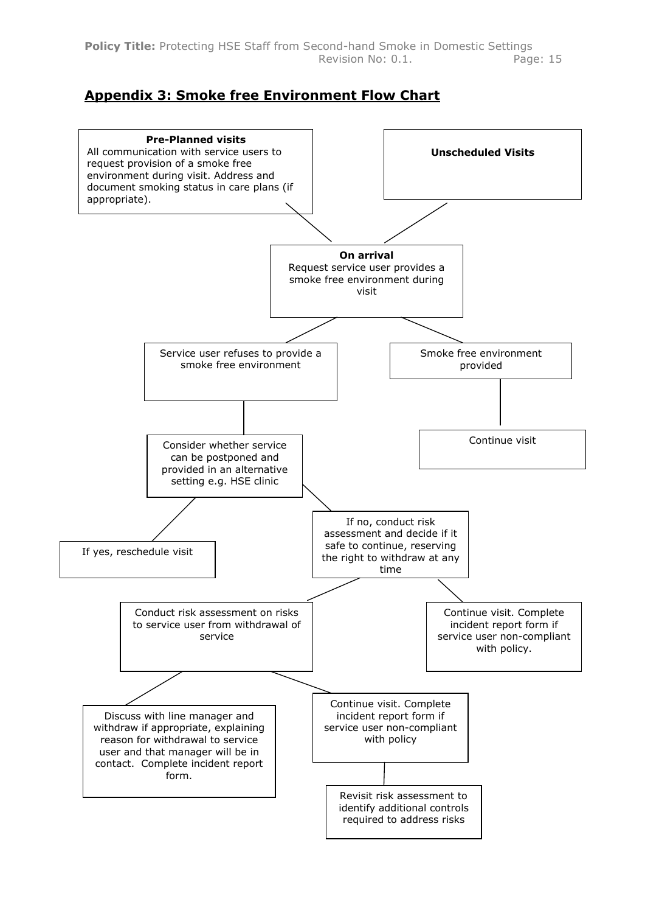## Appendix 3: Smoke free Environment Flow Chart

**Pre-Planned visits**
All communication with service users to request provision of a smoke free environment during visit. Address and document smoking status in care plans (if appropriate).

**Unscheduled Visits**

**On arrival**
Request service user provides a smoke free environment during visit

Service user refuses to provide a smoke free environment

Smoke free environment provided

Continue visit

Consider whether service can be postponed and provided in an alternative setting e.g. HSE clinic

If yes, reschedule visit

If no, conduct risk assessment and decide if it safe to continue, reserving the right to withdraw at any time

Conduct risk assessment on risks to service user from withdrawal of service

Continue visit. Complete incident report form if service user non-compliant with policy.

Discuss with line manager and withdraw if appropriate, explaining reason for withdrawal to service user and that manager will be in contact. Complete incident report form.

Continue visit. Complete incident report form if service user non-compliant with policy

Revisit risk assessment to identify additional controls required to address risks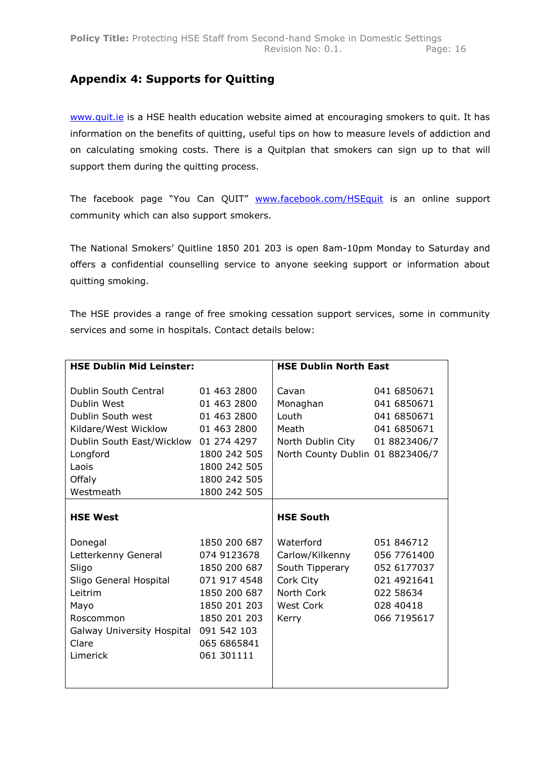## Appendix 4: Supports for Quitting

www.quit.ie is a HSE health education website aimed at encouraging smokers to quit. It has information on the benefits of quitting, useful tips on how to measure levels of addiction and on calculating smoking costs. There is a Quitplan that smokers can sign up to that will support them during the quitting process.

The facebook page "You Can QUIT" www.facebook.com/HSEquit is an online support community which can also support smokers.

The National Smokers' Quitline 1850 201 203 is open 8am-10pm Monday to Saturday and offers a confidential counselling service to anyone seeking support or information about quitting smoking.

The HSE provides a range of free smoking cessation support services, some in community services and some in hospitals. Contact details below:

| **HSE Dublin Mid Leinster:** | | **HSE Dublin North East** | |
|---|---|---|---|
| Dublin South Central | 01 463 2800 | Cavan | 041 6850671 |
| Dublin West | 01 463 2800 | Monaghan | 041 6850671 |
| Dublin South west | 01 463 2800 | Louth | 041 6850671 |
| Kildare/West Wicklow | 01 463 2800 | Meath | 041 6850671 |
| Dublin South East/Wicklow | 01 274 4297 | North Dublin City | 01 8823406/7 |
| Longford | 1800 242 505 | North County Dublin | 01 8823406/7 |
| Laois | 1800 242 505 | | |
| Offaly | 1800 242 505 | | |
| Westmeath | 1800 242 505 | | |
| **HSE West** | | **HSE South** | |
| Donegal | 1850 200 687 | Waterford | 051 846712 |
| Letterkenny General | 074 9123678 | Carlow/Kilkenny | 056 7761400 |
| Sligo | 1850 200 687 | South Tipperary | 052 6177037 |
| Sligo General Hospital | 071 917 4548 | Cork City | 021 4921641 |
| Leitrim | 1850 200 687 | North Cork | 022 58634 |
| Mayo | 1850 201 203 | West Cork | 028 40418 |
| Roscommon | 1850 201 203 | Kerry | 066 7195617 |
| Galway University Hospital | 091 542 103 | | |
| Clare | 065 6865841 | | |
| Limerick | 061 301111 | | |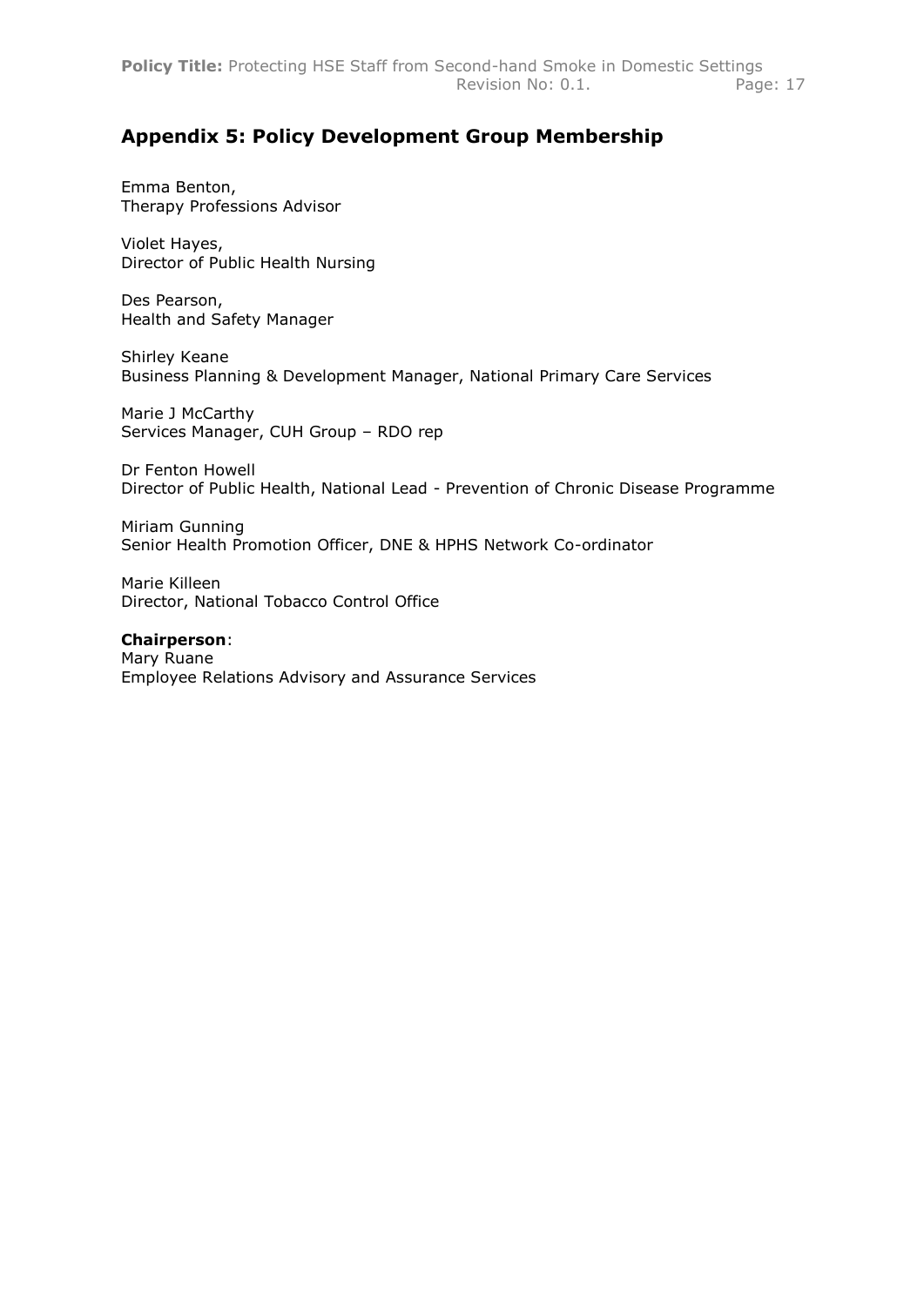## Appendix 5: Policy Development Group Membership

Emma Benton,
Therapy Professions Advisor

Violet Hayes,
Director of Public Health Nursing

Des Pearson,
Health and Safety Manager

Shirley Keane
Business Planning & Development Manager, National Primary Care Services

Marie J McCarthy
Services Manager, CUH Group – RDO rep

Dr Fenton Howell
Director of Public Health, National Lead - Prevention of Chronic Disease Programme

Miriam Gunning
Senior Health Promotion Officer, DNE & HPHS Network Co-ordinator

Marie Killeen
Director, National Tobacco Control Office

**Chairperson**:
Mary Ruane
Employee Relations Advisory and Assurance Services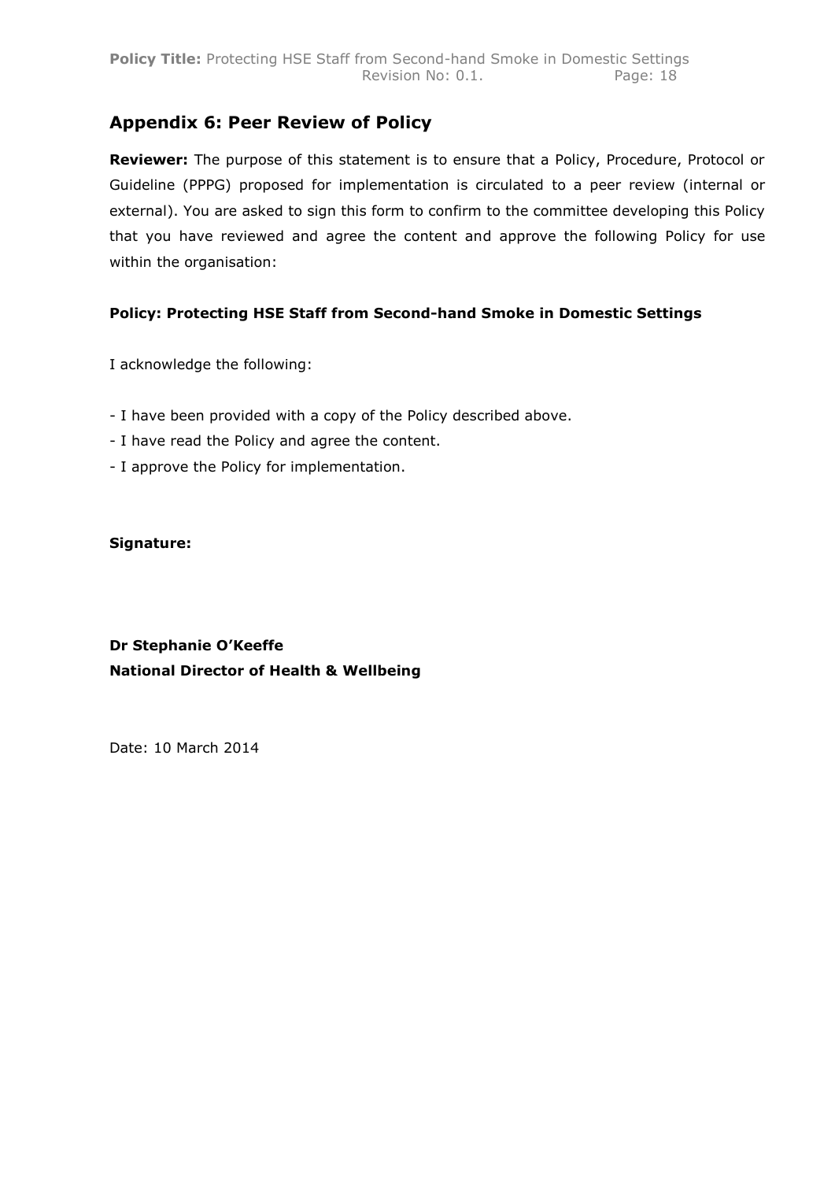## Appendix 6: Peer Review of Policy

**Reviewer:** The purpose of this statement is to ensure that a Policy, Procedure, Protocol or Guideline (PPPG) proposed for implementation is circulated to a peer review (internal or external). You are asked to sign this form to confirm to the committee developing this Policy that you have reviewed and agree the content and approve the following Policy for use within the organisation:

**Policy: Protecting HSE Staff from Second-hand Smoke in Domestic Settings**

I acknowledge the following:

- I have been provided with a copy of the Policy described above.
- I have read the Policy and agree the content.
- I approve the Policy for implementation.

**Signature:**

**Dr Stephanie O'Keeffe**
**National Director of Health & Wellbeing**

Date: 10 March 2014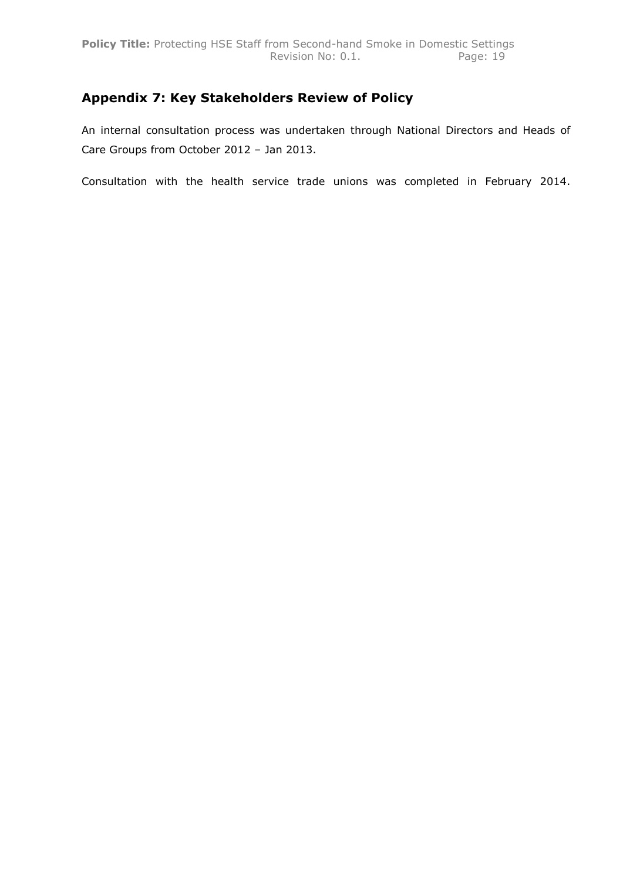## Appendix 7: Key Stakeholders Review of Policy

An internal consultation process was undertaken through National Directors and Heads of Care Groups from October 2012 – Jan 2013.

Consultation with the health service trade unions was completed in February 2014.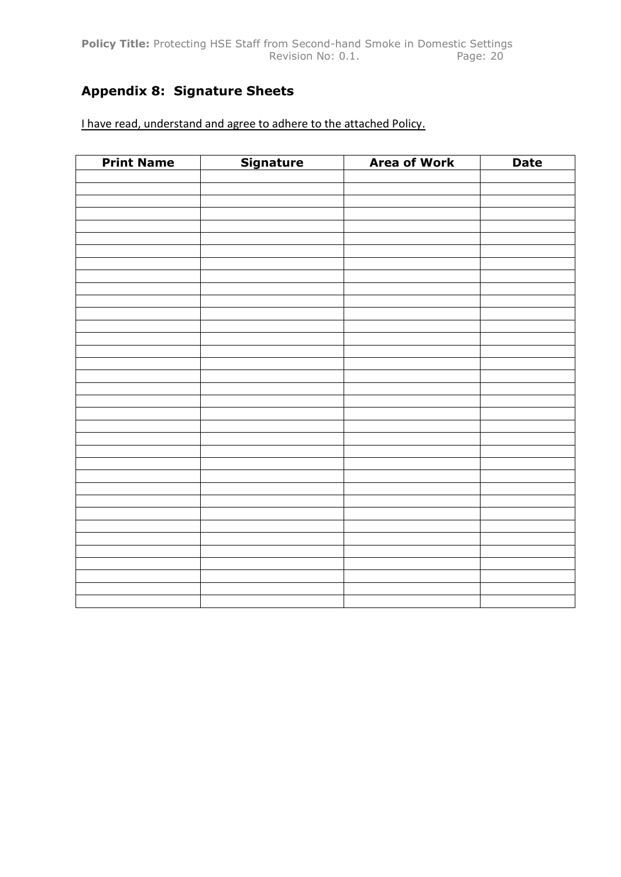## Appendix 8: Signature Sheets

I have read, understand and agree to adhere to the attached Policy.

| Print Name | Signature | Area of Work | Date |
|---|---|---|---|
| | | | |
| | | | |
| | | | |
| | | | |
| | | | |
| | | | |
| | | | |
| | | | |
| | | | |
| | | | |
| | | | |
| | | | |
| | | | |
| | | | |
| | | | |
| | | | |
| | | | |
| | | | |
| | | | |
| | | | |
| | | | |
| | | | |
| | | | |
| | | | |
| | | | |
| | | | |
| | | | |
| | | | |
| | | | |
| | | | |
| | | | |
| | | | |
| | | | |
| | | | |
| | | | |
| | | | |